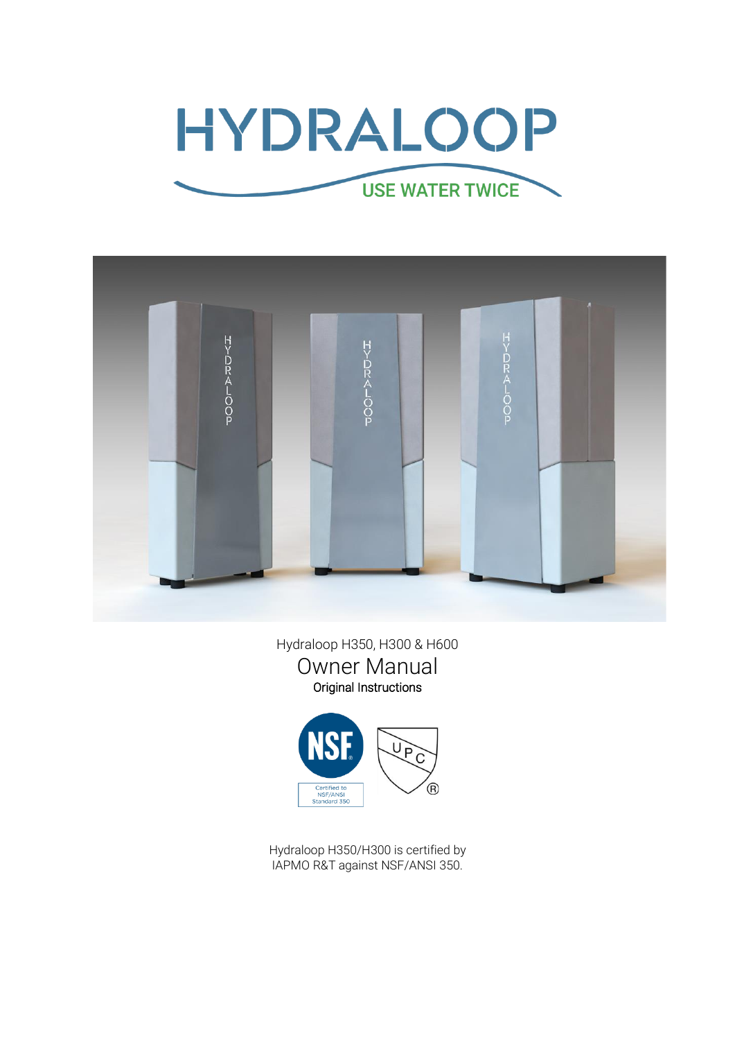# HYDRALOOP

USE WATER TWICE

Hydraloop H350, H300 & H600

## Owner Manual

Original Instructions

NSF

Certified to NSF/ANSI Standard 350

UPC ®

Hydraloop H350/H300 is certified by IAPMO R&T against NSF/ANSI 350.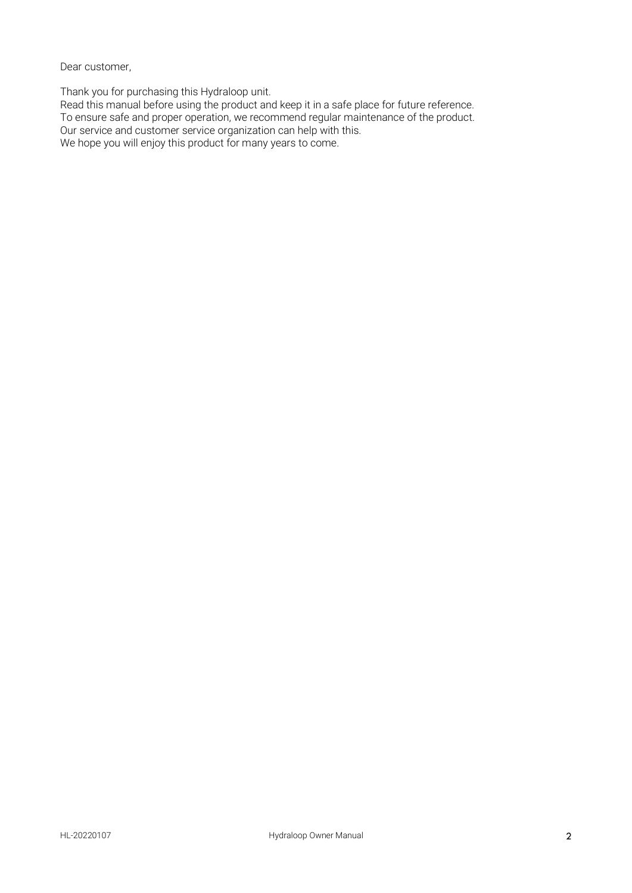Dear customer,

Thank you for purchasing this Hydraloop unit.
Read this manual before using the product and keep it in a safe place for future reference.
To ensure safe and proper operation, we recommend regular maintenance of the product.
Our service and customer service organization can help with this.
We hope you will enjoy this product for many years to come.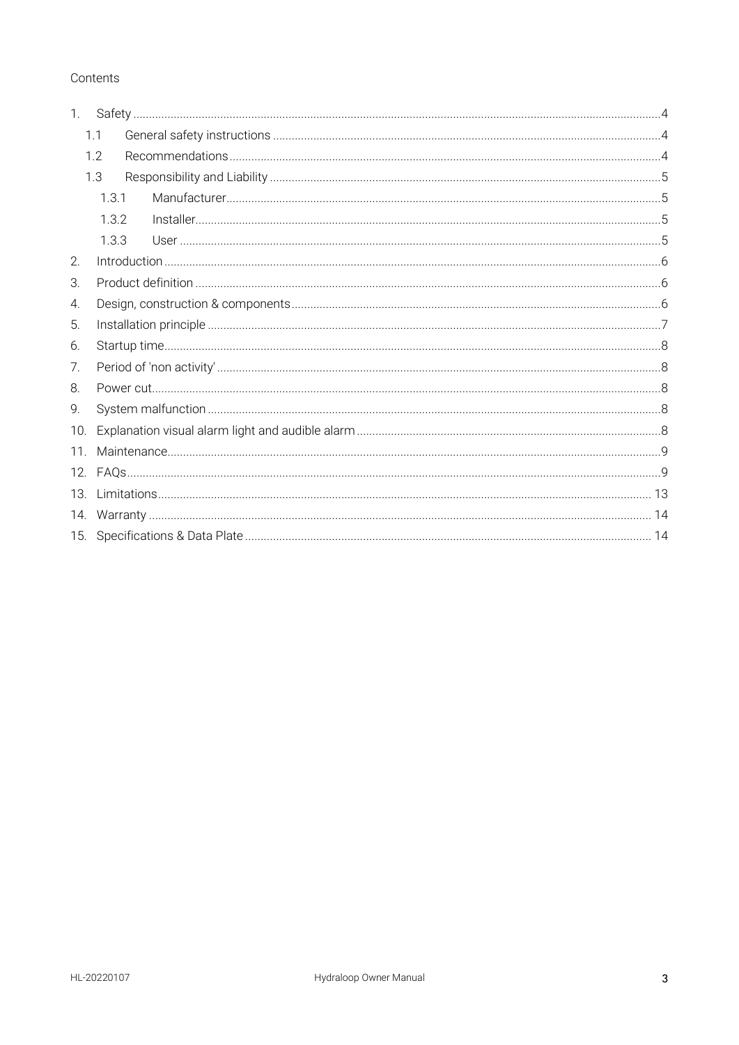Contents

1. Safety ....................................................................................................................................................4
    1.1 General safety instructions ....................................................................................................4
    1.2 Recommendations ....................................................................................................................4
    1.3 Responsibility and Liability ....................................................................................................5
        1.3.1 Manufacturer.....................................................................................................................5
        1.3.2 Installer...............................................................................................................................5
        1.3.3 User ....................................................................................................................................5
2. Introduction .........................................................................................................................................6
3. Product definition ...............................................................................................................................6
4. Design, construction & components ................................................................................................6
5. Installation principle ..........................................................................................................................7
6. Startup time..........................................................................................................................................8
7. Period of 'non activity' .......................................................................................................................8
8. Power cut..............................................................................................................................................8
9. System malfunction ...........................................................................................................................8
10. Explanation visual alarm light and audible alarm .......................................................................8
11. Maintenance.......................................................................................................................................9
12. FAQs....................................................................................................................................................9
13. Limitations.......................................................................................................................................13
14. Warranty ..........................................................................................................................................14
15. Specifications & Data Plate ............................................................................................................14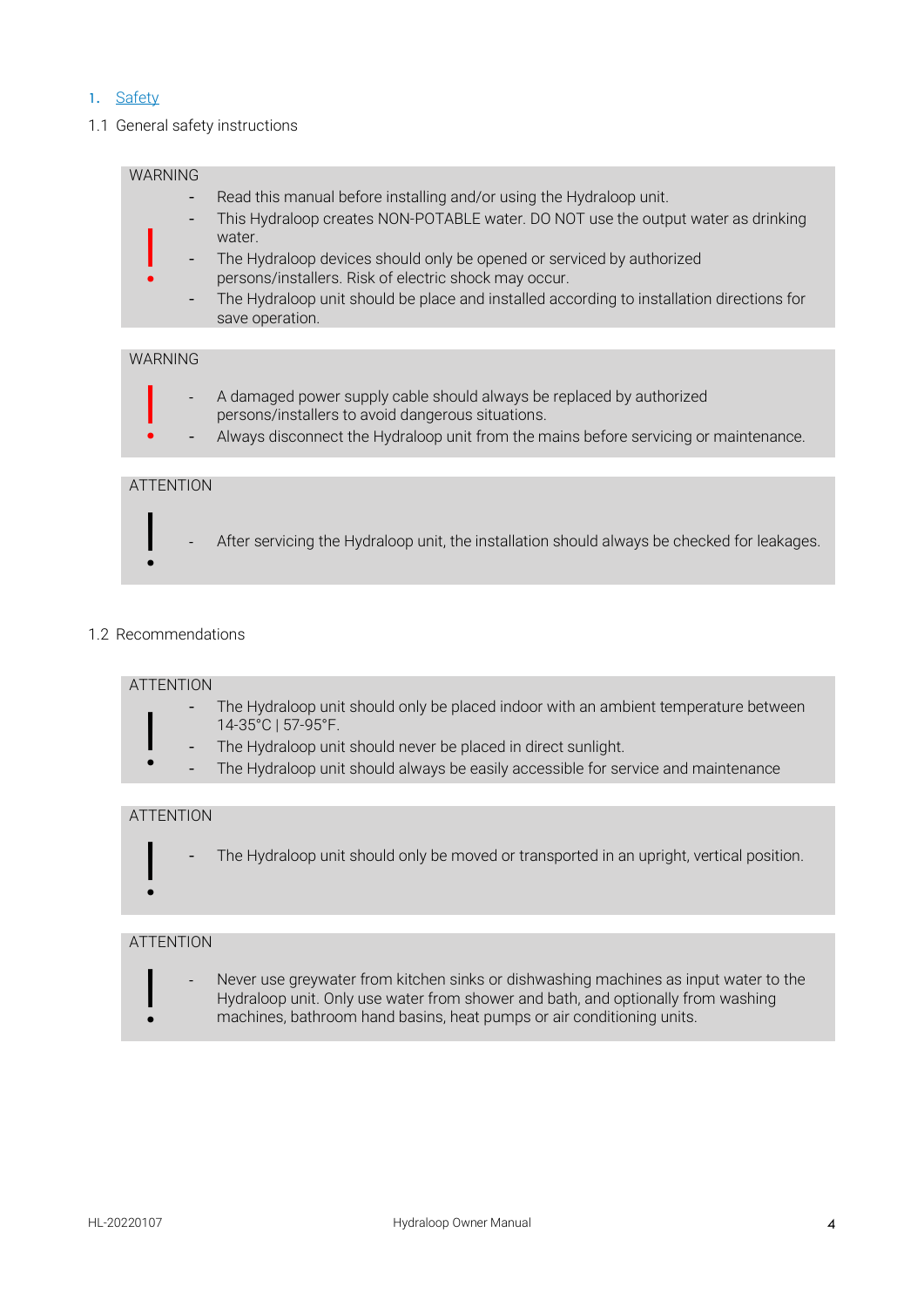# 1. Safety

## 1.1 General safety instructions

**WARNING**

- Read this manual before installing and/or using the Hydraloop unit.
- This Hydraloop creates NON-POTABLE water. DO NOT use the output water as drinking water.
- The Hydraloop devices should only be opened or serviced by authorized persons/installers. Risk of electric shock may occur.
- The Hydraloop unit should be place and installed according to installation directions for save operation.

**WARNING**

- A damaged power supply cable should always be replaced by authorized persons/installers to avoid dangerous situations.
- Always disconnect the Hydraloop unit from the mains before servicing or maintenance.

**ATTENTION**

- After servicing the Hydraloop unit, the installation should always be checked for leakages.

## 1.2 Recommendations

**ATTENTION**

- The Hydraloop unit should only be placed indoor with an ambient temperature between 14-35°C | 57-95°F.
- The Hydraloop unit should never be placed in direct sunlight.
- The Hydraloop unit should always be easily accessible for service and maintenance

**ATTENTION**

- The Hydraloop unit should only be moved or transported in an upright, vertical position.

**ATTENTION**

- Never use greywater from kitchen sinks or dishwashing machines as input water to the Hydraloop unit. Only use water from shower and bath, and optionally from washing machines, bathroom hand basins, heat pumps or air conditioning units.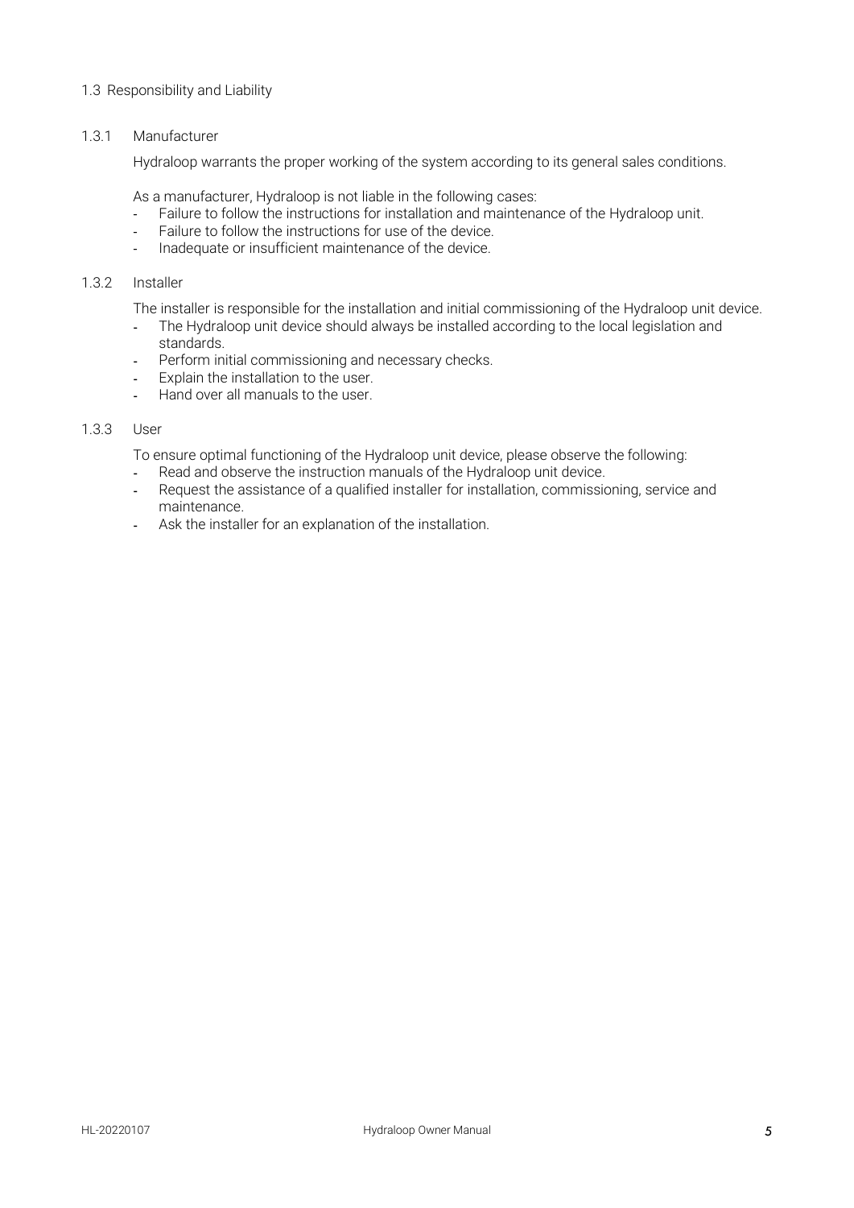## 1.3 Responsibility and Liability

### 1.3.1 Manufacturer

Hydraloop warrants the proper working of the system according to its general sales conditions.

As a manufacturer, Hydraloop is not liable in the following cases:

- Failure to follow the instructions for installation and maintenance of the Hydraloop unit.
- Failure to follow the instructions for use of the device.
- Inadequate or insufficient maintenance of the device.

### 1.3.2 Installer

The installer is responsible for the installation and initial commissioning of the Hydraloop unit device.

- The Hydraloop unit device should always be installed according to the local legislation and standards.
- Perform initial commissioning and necessary checks.
- Explain the installation to the user.
- Hand over all manuals to the user.

### 1.3.3 User

To ensure optimal functioning of the Hydraloop unit device, please observe the following:

- Read and observe the instruction manuals of the Hydraloop unit device.
- Request the assistance of a qualified installer for installation, commissioning, service and maintenance.
- Ask the installer for an explanation of the installation.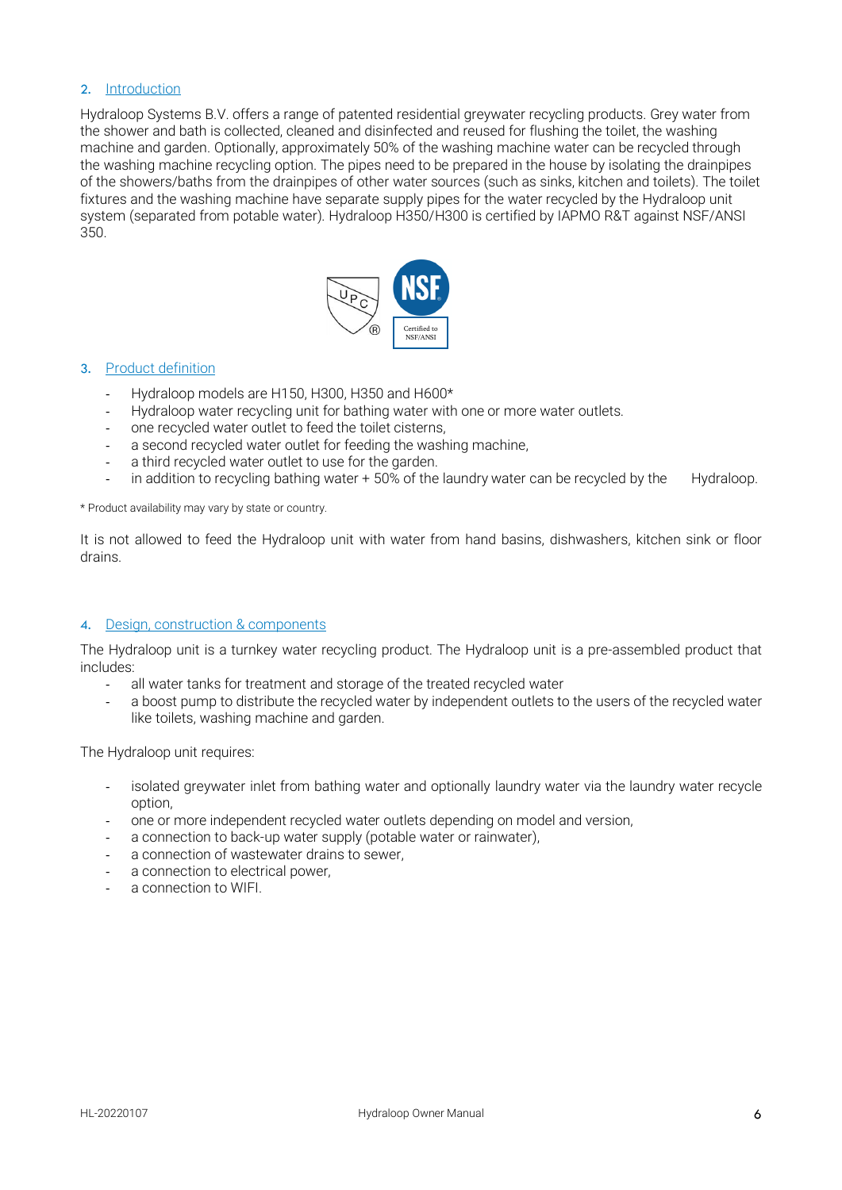## 2. Introduction

Hydraloop Systems B.V. offers a range of patented residential greywater recycling products. Grey water from the shower and bath is collected, cleaned and disinfected and reused for flushing the toilet, the washing machine and garden. Optionally, approximately 50% of the washing machine water can be recycled through the washing machine recycling option. The pipes need to be prepared in the house by isolating the drainpipes of the showers/baths from the drainpipes of other water sources (such as sinks, kitchen and toilets). The toilet fixtures and the washing machine have separate supply pipes for the water recycled by the Hydraloop unit system (separated from potable water). Hydraloop H350/H300 is certified by IAPMO R&T against NSF/ANSI 350.

## 3. Product definition

- Hydraloop models are H150, H300, H350 and H600*
- Hydraloop water recycling unit for bathing water with one or more water outlets.
- one recycled water outlet to feed the toilet cisterns,
- a second recycled water outlet for feeding the washing machine,
- a third recycled water outlet to use for the garden.
- in addition to recycling bathing water + 50% of the laundry water can be recycled by the Hydraloop.

* Product availability may vary by state or country.

It is not allowed to feed the Hydraloop unit with water from hand basins, dishwashers, kitchen sink or floor drains.

## 4. Design, construction & components

The Hydraloop unit is a turnkey water recycling product. The Hydraloop unit is a pre-assembled product that includes:

- all water tanks for treatment and storage of the treated recycled water
- a boost pump to distribute the recycled water by independent outlets to the users of the recycled water like toilets, washing machine and garden.

The Hydraloop unit requires:

- isolated greywater inlet from bathing water and optionally laundry water via the laundry water recycle option,
- one or more independent recycled water outlets depending on model and version,
- a connection to back-up water supply (potable water or rainwater),
- a connection of wastewater drains to sewer,
- a connection to electrical power,
- a connection to WIFI.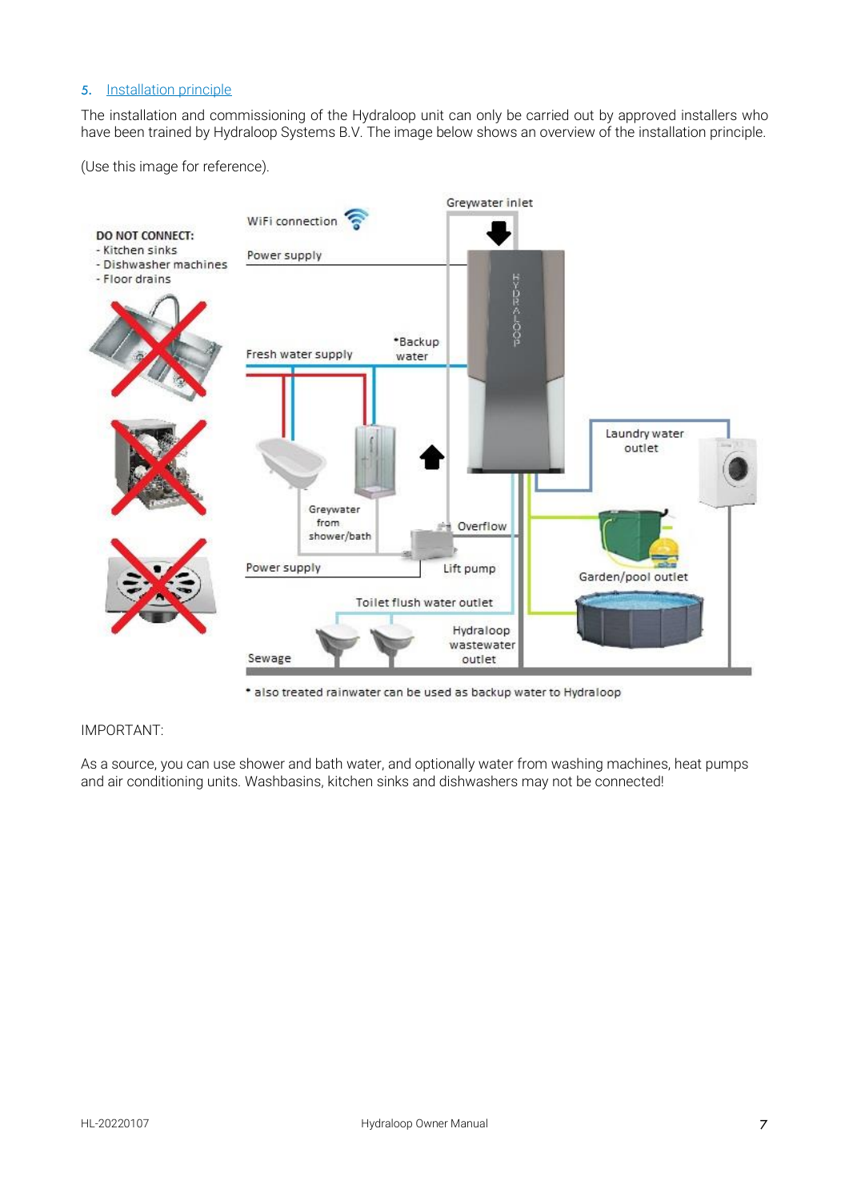## 5. Installation principle

The installation and commissioning of the Hydraloop unit can only be carried out by approved installers who have been trained by Hydraloop Systems B.V. The image below shows an overview of the installation principle.

(Use this image for reference).

* also treated rainwater can be used as backup water to Hydraloop

IMPORTANT:

As a source, you can use shower and bath water, and optionally water from washing machines, heat pumps and air conditioning units. Washbasins, kitchen sinks and dishwashers may not be connected!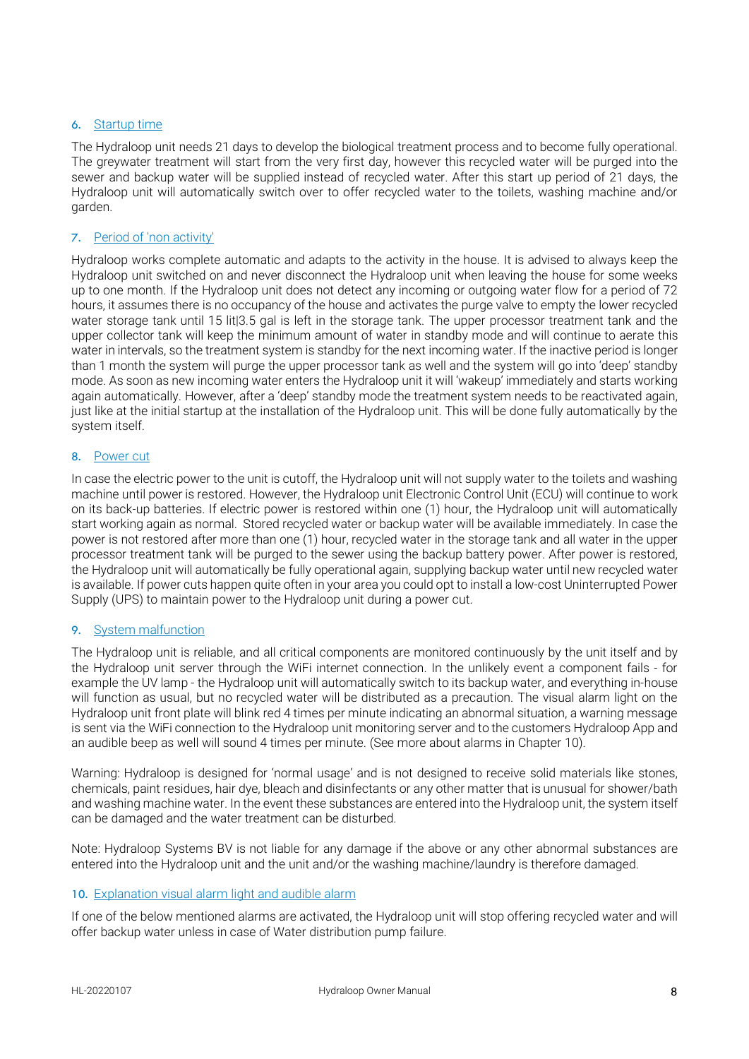## 6. Startup time

The Hydraloop unit needs 21 days to develop the biological treatment process and to become fully operational. The greywater treatment will start from the very first day, however this recycled water will be purged into the sewer and backup water will be supplied instead of recycled water. After this start up period of 21 days, the Hydraloop unit will automatically switch over to offer recycled water to the toilets, washing machine and/or garden.

## 7. Period of 'non activity'

Hydraloop works complete automatic and adapts to the activity in the house. It is advised to always keep the Hydraloop unit switched on and never disconnect the Hydraloop unit when leaving the house for some weeks up to one month. If the Hydraloop unit does not detect any incoming or outgoing water flow for a period of 72 hours, it assumes there is no occupancy of the house and activates the purge valve to empty the lower recycled water storage tank until 15 lit|3.5 gal is left in the storage tank. The upper processor treatment tank and the upper collector tank will keep the minimum amount of water in standby mode and will continue to aerate this water in intervals, so the treatment system is standby for the next incoming water. If the inactive period is longer than 1 month the system will purge the upper processor tank as well and the system will go into 'deep' standby mode. As soon as new incoming water enters the Hydraloop unit it will 'wakeup' immediately and starts working again automatically. However, after a 'deep' standby mode the treatment system needs to be reactivated again, just like at the initial startup at the installation of the Hydraloop unit. This will be done fully automatically by the system itself.

## 8. Power cut

In case the electric power to the unit is cutoff, the Hydraloop unit will not supply water to the toilets and washing machine until power is restored. However, the Hydraloop unit Electronic Control Unit (ECU) will continue to work on its back-up batteries. If electric power is restored within one (1) hour, the Hydraloop unit will automatically start working again as normal. Stored recycled water or backup water will be available immediately. In case the power is not restored after more than one (1) hour, recycled water in the storage tank and all water in the upper processor treatment tank will be purged to the sewer using the backup battery power. After power is restored, the Hydraloop unit will automatically be fully operational again, supplying backup water until new recycled water is available. If power cuts happen quite often in your area you could opt to install a low-cost Uninterrupted Power Supply (UPS) to maintain power to the Hydraloop unit during a power cut.

## 9. System malfunction

The Hydraloop unit is reliable, and all critical components are monitored continuously by the unit itself and by the Hydraloop unit server through the WiFi internet connection. In the unlikely event a component fails - for example the UV lamp - the Hydraloop unit will automatically switch to its backup water, and everything in-house will function as usual, but no recycled water will be distributed as a precaution. The visual alarm light on the Hydraloop unit front plate will blink red 4 times per minute indicating an abnormal situation, a warning message is sent via the WiFi connection to the Hydraloop unit monitoring server and to the customers Hydraloop App and an audible beep as well will sound 4 times per minute. (See more about alarms in Chapter 10).

Warning: Hydraloop is designed for 'normal usage' and is not designed to receive solid materials like stones, chemicals, paint residues, hair dye, bleach and disinfectants or any other matter that is unusual for shower/bath and washing machine water. In the event these substances are entered into the Hydraloop unit, the system itself can be damaged and the water treatment can be disturbed.

Note: Hydraloop Systems BV is not liable for any damage if the above or any other abnormal substances are entered into the Hydraloop unit and the unit and/or the washing machine/laundry is therefore damaged.

## 10. Explanation visual alarm light and audible alarm

If one of the below mentioned alarms are activated, the Hydraloop unit will stop offering recycled water and will offer backup water unless in case of Water distribution pump failure.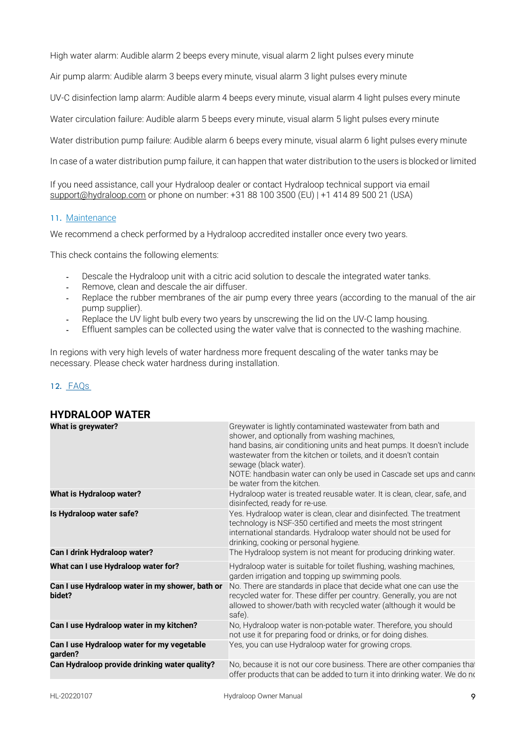High water alarm: Audible alarm 2 beeps every minute, visual alarm 2 light pulses every minute

Air pump alarm: Audible alarm 3 beeps every minute, visual alarm 3 light pulses every minute

UV-C disinfection lamp alarm: Audible alarm 4 beeps every minute, visual alarm 4 light pulses every minute

Water circulation failure: Audible alarm 5 beeps every minute, visual alarm 5 light pulses every minute

Water distribution pump failure: Audible alarm 6 beeps every minute, visual alarm 6 light pulses every minute

In case of a water distribution pump failure, it can happen that water distribution to the users is blocked or limited

If you need assistance, call your Hydraloop dealer or contact Hydraloop technical support via email support@hydraloop.com or phone on number: +31 88 100 3500 (EU) | +1 414 89 500 21 (USA)

## 11. Maintenance

We recommend a check performed by a Hydraloop accredited installer once every two years.

This check contains the following elements:

- Descale the Hydraloop unit with a citric acid solution to descale the integrated water tanks.
- Remove, clean and descale the air diffuser.
- Replace the rubber membranes of the air pump every three years (according to the manual of the air pump supplier).
- Replace the UV light bulb every two years by unscrewing the lid on the UV-C lamp housing.
- Effluent samples can be collected using the water valve that is connected to the washing machine.

In regions with very high levels of water hardness more frequent descaling of the water tanks may be necessary. Please check water hardness during installation.

## 12. FAQs

### HYDRALOOP WATER

| | |
|---|---|
| **What is greywater?** | Greywater is lightly contaminated wastewater from bath and shower, and optionally from washing machines, hand basins, air conditioning units and heat pumps. It doesn't include wastewater from the kitchen or toilets, and it doesn't contain sewage (black water). NOTE: handbasin water can only be used in Cascade set ups and cann be water from the kitchen. |
| **What is Hydraloop water?** | Hydraloop water is treated reusable water. It is clean, clear, safe, and disinfected, ready for re-use. |
| **Is Hydraloop water safe?** | Yes. Hydraloop water is clean, clear and disinfected. The treatment technology is NSF-350 certified and meets the most stringent international standards. Hydraloop water should not be used for drinking, cooking or personal hygiene. |
| **Can I drink Hydraloop water?** | The Hydraloop system is not meant for producing drinking water. |
| **What can I use Hydraloop water for?** | Hydraloop water is suitable for toilet flushing, washing machines, garden irrigation and topping up swimming pools. |
| **Can I use Hydraloop water in my shower, bath or bidet?** | No. There are standards in place that decide what one can use the recycled water for. These differ per country. Generally, you are not allowed to shower/bath with recycled water (although it would be safe). |
| **Can I use Hydraloop water in my kitchen?** | No, Hydraloop water is non-potable water. Therefore, you should not use it for preparing food or drinks, or for doing dishes. |
| **Can I use Hydraloop water for my vegetable garden?** | Yes, you can use Hydraloop water for growing crops. |
| **Can Hydraloop provide drinking water quality?** | No, because it is not our core business. There are other companies tha offer products that can be added to turn it into drinking water. We do nc |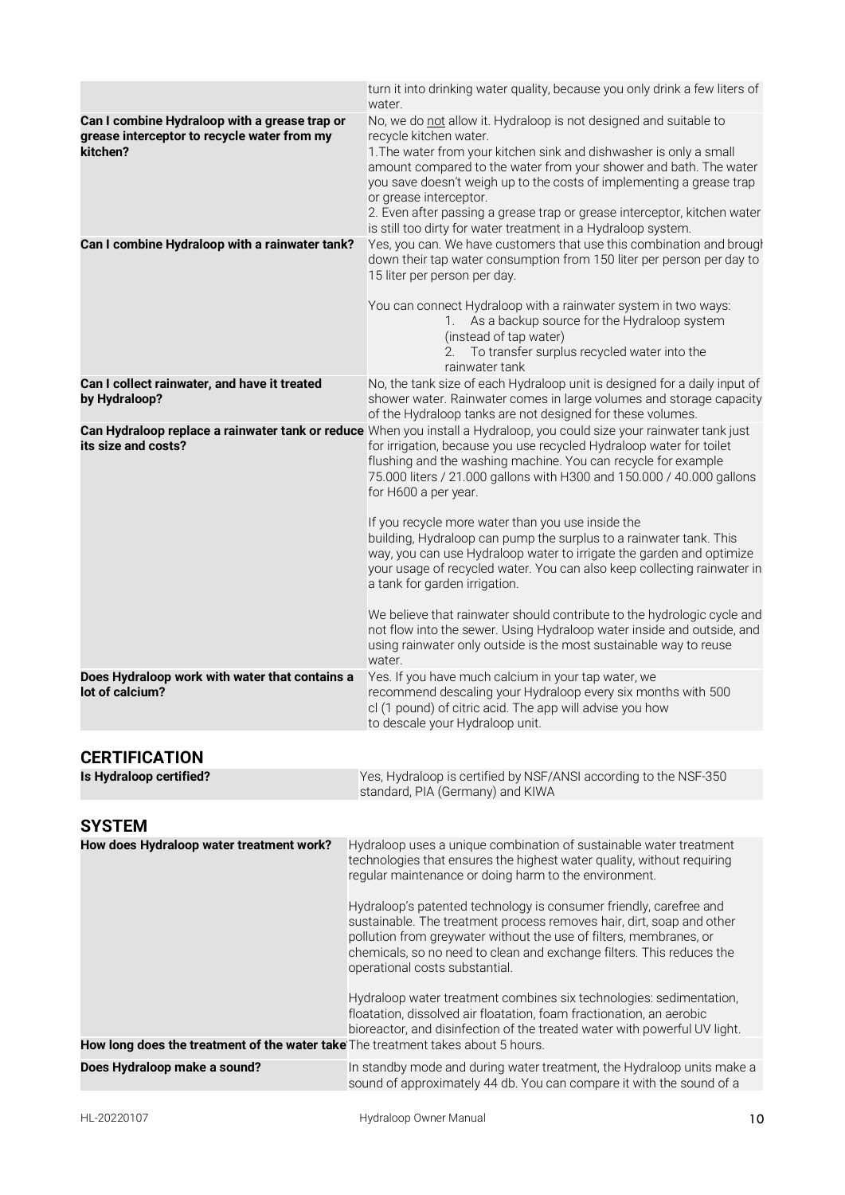| | |
|---|---|
| | turn it into drinking water quality, because you only drink a few liters of water. |
| **Can I combine Hydraloop with a grease trap or grease interceptor to recycle water from my kitchen?** | No, we do not allow it. Hydraloop is not designed and suitable to recycle kitchen water.<br>1.The water from your kitchen sink and dishwasher is only a small amount compared to the water from your shower and bath. The water you save doesn't weigh up to the costs of implementing a grease trap or grease interceptor.<br>2. Even after passing a grease trap or grease interceptor, kitchen water is still too dirty for water treatment in a Hydraloop system. |
| **Can I combine Hydraloop with a rainwater tank?** | Yes, you can. We have customers that use this combination and brougł down their tap water consumption from 150 liter per person per day to 15 liter per person per day.<br><br>You can connect Hydraloop with a rainwater system in two ways:<br>1. As a backup source for the Hydraloop system (instead of tap water)<br>2. To transfer surplus recycled water into the rainwater tank |
| **Can I collect rainwater, and have it treated by Hydraloop?** | No, the tank size of each Hydraloop unit is designed for a daily input of shower water. Rainwater comes in large volumes and storage capacity of the Hydraloop tanks are not designed for these volumes. |
| **Can Hydraloop replace a rainwater tank or reduce its size and costs?** | When you install a Hydraloop, you could size your rainwater tank just for irrigation, because you use recycled Hydraloop water for toilet flushing and the washing machine. You can recycle for example 75.000 liters / 21.000 gallons with H300 and 150.000 / 40.000 gallons for H600 a per year.<br><br>If you recycle more water than you use inside the building, Hydraloop can pump the surplus to a rainwater tank. This way, you can use Hydraloop water to irrigate the garden and optimize your usage of recycled water. You can also keep collecting rainwater in a tank for garden irrigation.<br><br>We believe that rainwater should contribute to the hydrologic cycle and not flow into the sewer. Using Hydraloop water inside and outside, and using rainwater only outside is the most sustainable way to reuse water. |
| **Does Hydraloop work with water that contains a lot of calcium?** | Yes. If you have much calcium in your tap water, we recommend descaling your Hydraloop every six months with 500 cl (1 pound) of citric acid. The app will advise you how to descale your Hydraloop unit. |

## CERTIFICATION

| | |
|---|---|
| **Is Hydraloop certified?** | Yes, Hydraloop is certified by NSF/ANSI according to the NSF-350 standard, PIA (Germany) and KIWA |

## SYSTEM

| | |
|---|---|
| **How does Hydraloop water treatment work?** | Hydraloop uses a unique combination of sustainable water treatment technologies that ensures the highest water quality, without requiring regular maintenance or doing harm to the environment.<br><br>Hydraloop's patented technology is consumer friendly, carefree and sustainable. The treatment process removes hair, dirt, soap and other pollution from greywater without the use of filters, membranes, or chemicals, so no need to clean and exchange filters. This reduces the operational costs substantial.<br><br>Hydraloop water treatment combines six technologies: sedimentation, floatation, dissolved air floatation, foam fractionation, an aerobic bioreactor, and disinfection of the treated water with powerful UV light. |
| **How long does the treatment of the water take** | The treatment takes about 5 hours. |
| **Does Hydraloop make a sound?** | In standby mode and during water treatment, the Hydraloop units make a sound of approximately 44 db. You can compare it with the sound of a |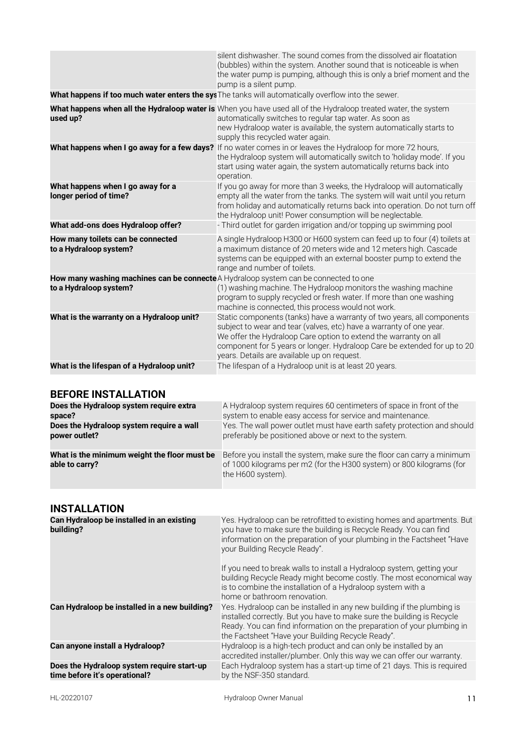| | |
|---|---|
| | silent dishwasher. The sound comes from the dissolved air floatation (bubbles) within the system. Another sound that is noticeable is when the water pump is pumping, although this is only a brief moment and the pump is a silent pump. |
| **What happens if too much water enters the sys** | The tanks will automatically overflow into the sewer. |
| **What happens when all the Hydraloop water is used up?** | When you have used all of the Hydraloop treated water, the system automatically switches to regular tap water. As soon as new Hydraloop water is available, the system automatically starts to supply this recycled water again. |
| **What happens when I go away for a few days?** | If no water comes in or leaves the Hydraloop for more 72 hours, the Hydraloop system will automatically switch to 'holiday mode'. If you start using water again, the system automatically returns back into operation. |
| **What happens when I go away for a longer period of time?** | If you go away for more than 3 weeks, the Hydraloop will automatically empty all the water from the tanks. The system will wait until you return from holiday and automatically returns back into operation. Do not turn off the Hydraloop unit! Power consumption will be neglectable. |
| **What add-ons does Hydraloop offer?** | - Third outlet for garden irrigation and/or topping up swimming pool |
| **How many toilets can be connected to a Hydraloop system?** | A single Hydraloop H300 or H600 system can feed up to four (4) toilets at a maximum distance of 20 meters wide and 12 meters high. Cascade systems can be equipped with an external booster pump to extend the range and number of toilets. |
| **How many washing machines can be connecte to a Hydraloop system?** | A Hydraloop system can be connected to one (1) washing machine. The Hydraloop monitors the washing machine program to supply recycled or fresh water. If more than one washing machine is connected, this process would not work. |
| **What is the warranty on a Hydraloop unit?** | Static components (tanks) have a warranty of two years, all components subject to wear and tear (valves, etc) have a warranty of one year. We offer the Hydraloop Care option to extend the warranty on all component for 5 years or longer. Hydraloop Care be extended for up to 20 years. Details are available up on request. |
| **What is the lifespan of a Hydraloop unit?** | The lifespan of a Hydraloop unit is at least 20 years. |

## BEFORE INSTALLATION

| | |
|---|---|
| **Does the Hydraloop system require extra space?** | A Hydraloop system requires 60 centimeters of space in front of the system to enable easy access for service and maintenance. |
| **Does the Hydraloop system require a wall power outlet?** | Yes. The wall power outlet must have earth safety protection and should preferably be positioned above or next to the system. |
| **What is the minimum weight the floor must be able to carry?** | Before you install the system, make sure the floor can carry a minimum of 1000 kilograms per m2 (for the H300 system) or 800 kilograms (for the H600 system). |

## INSTALLATION

| | |
|---|---|
| **Can Hydraloop be installed in an existing building?** | Yes. Hydraloop can be retrofitted to existing homes and apartments. But you have to make sure the building is Recycle Ready. You can find information on the preparation of your plumbing in the Factsheet "Have your Building Recycle Ready".<br><br>If you need to break walls to install a Hydraloop system, getting your building Recycle Ready might become costly. The most economical way is to combine the installation of a Hydraloop system with a home or bathroom renovation. |
| **Can Hydraloop be installed in a new building?** | Yes. Hydraloop can be installed in any new building if the plumbing is installed correctly. But you have to make sure the building is Recycle Ready. You can find information on the preparation of your plumbing in the Factsheet "Have your Building Recycle Ready". |
| **Can anyone install a Hydraloop?** | Hydraloop is a high-tech product and can only be installed by an accredited installer/plumber. Only this way we can offer our warranty. |
| **Does the Hydraloop system require start-up time before it's operational?** | Each Hydraloop system has a start-up time of 21 days. This is required by the NSF-350 standard. |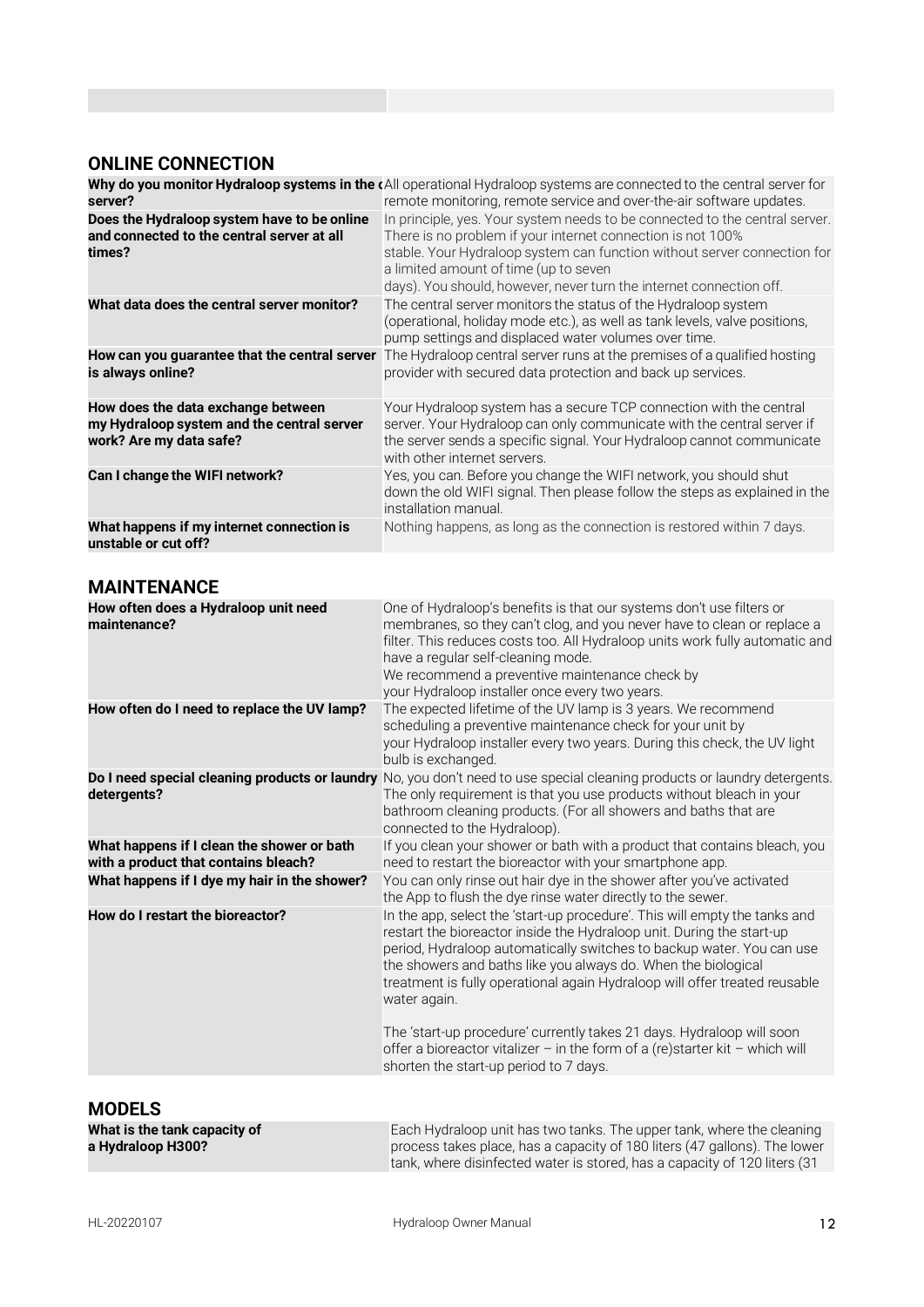## ONLINE CONNECTION

| | |
|---|---|
| **Why do you monitor Hydraloop systems in the central server?** | All operational Hydraloop systems are connected to the central server for remote monitoring, remote service and over-the-air software updates. |
| **Does the Hydraloop system have to be online and connected to the central server at all times?** | In principle, yes. Your system needs to be connected to the central server. There is no problem if your internet connection is not 100% stable. Your Hydraloop system can function without server connection for a limited amount of time (up to seven days). You should, however, never turn the internet connection off. |
| **What data does the central server monitor?** | The central server monitors the status of the Hydraloop system (operational, holiday mode etc.), as well as tank levels, valve positions, pump settings and displaced water volumes over time. |
| **How can you guarantee that the central server is always online?** | The Hydraloop central server runs at the premises of a qualified hosting provider with secured data protection and back up services. |
| **How does the data exchange between my Hydraloop system and the central server work? Are my data safe?** | Your Hydraloop system has a secure TCP connection with the central server. Your Hydraloop can only communicate with the central server if the server sends a specific signal. Your Hydraloop cannot communicate with other internet servers. |
| **Can I change the WIFI network?** | Yes, you can. Before you change the WIFI network, you should shut down the old WIFI signal. Then please follow the steps as explained in the installation manual. |
| **What happens if my internet connection is unstable or cut off?** | Nothing happens, as long as the connection is restored within 7 days. |

## MAINTENANCE

| | |
|---|---|
| **How often does a Hydraloop unit need maintenance?** | One of Hydraloop's benefits is that our systems don't use filters or membranes, so they can't clog, and you never have to clean or replace a filter. This reduces costs too. All Hydraloop units work fully automatic and have a regular self-cleaning mode. We recommend a preventive maintenance check by your Hydraloop installer once every two years. |
| **How often do I need to replace the UV lamp?** | The expected lifetime of the UV lamp is 3 years. We recommend scheduling a preventive maintenance check for your unit by your Hydraloop installer every two years. During this check, the UV light bulb is exchanged. |
| **Do I need special cleaning products or laundry detergents?** | No, you don't need to use special cleaning products or laundry detergents. The only requirement is that you use products without bleach in your bathroom cleaning products. (For all showers and baths that are connected to the Hydraloop). |
| **What happens if I clean the shower or bath with a product that contains bleach?** | If you clean your shower or bath with a product that contains bleach, you need to restart the bioreactor with your smartphone app. |
| **What happens if I dye my hair in the shower?** | You can only rinse out hair dye in the shower after you've activated the App to flush the dye rinse water directly to the sewer. |
| **How do I restart the bioreactor?** | In the app, select the 'start-up procedure'. This will empty the tanks and restart the bioreactor inside the Hydraloop unit. During the start-up period, Hydraloop automatically switches to backup water. You can use the showers and baths like you always do. When the biological treatment is fully operational again Hydraloop will offer treated reusable water again.<br><br>The 'start-up procedure' currently takes 21 days. Hydraloop will soon offer a bioreactor vitalizer – in the form of a (re)starter kit – which will shorten the start-up period to 7 days. |

## MODELS

| | |
|---|---|
| **What is the tank capacity of a Hydraloop H300?** | Each Hydraloop unit has two tanks. The upper tank, where the cleaning process takes place, has a capacity of 180 liters (47 gallons). The lower tank, where disinfected water is stored, has a capacity of 120 liters (31 |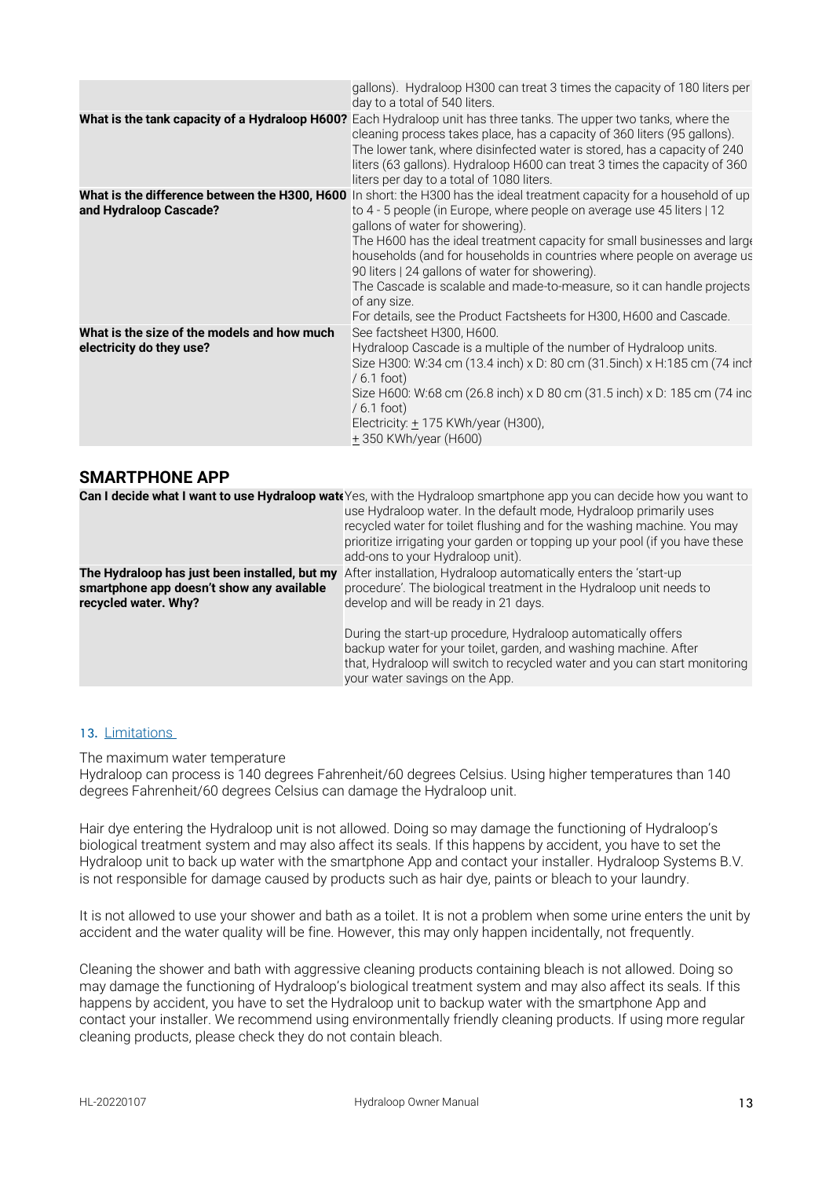| | |
|---|---|
| | gallons). Hydraloop H300 can treat 3 times the capacity of 180 liters per day to a total of 540 liters. |
| **What is the tank capacity of a Hydraloop H600?** | Each Hydraloop unit has three tanks. The upper two tanks, where the cleaning process takes place, has a capacity of 360 liters (95 gallons). The lower tank, where disinfected water is stored, has a capacity of 240 liters (63 gallons). Hydraloop H600 can treat 3 times the capacity of 360 liters per day to a total of 1080 liters. |
| **What is the difference between the H300, H600 and Hydraloop Cascade?** | In short: the H300 has the ideal treatment capacity for a household of up to 4 - 5 people (in Europe, where people on average use 45 liters \| 12 gallons of water for showering).<br>The H600 has the ideal treatment capacity for small businesses and large households (and for households in countries where people on average use 90 liters \| 24 gallons of water for showering).<br>The Cascade is scalable and made-to-measure, so it can handle projects of any size.<br>For details, see the Product Factsheets for H300, H600 and Cascade. |
| **What is the size of the models and how much electricity do they use?** | See factsheet H300, H600.<br>Hydraloop Cascade is a multiple of the number of Hydraloop units.<br>Size H300: W:34 cm (13.4 inch) x D: 80 cm (31.5inch) x H:185 cm (74 inch / 6.1 foot)<br>Size H600: W:68 cm (26.8 inch) x D 80 cm (31.5 inch) x D: 185 cm (74 inch / 6.1 foot)<br>Electricity: ± 175 KWh/year (H300),<br>± 350 KWh/year (H600) |

## SMARTPHONE APP

| | |
|---|---|
| **Can I decide what I want to use Hydraloop water for?** | Yes, with the Hydraloop smartphone app you can decide how you want to use Hydraloop water. In the default mode, Hydraloop primarily uses recycled water for toilet flushing and for the washing machine. You may prioritize irrigating your garden or topping up your pool (if you have these add-ons to your Hydraloop unit). |
| **The Hydraloop has just been installed, but my smartphone app doesn't show any available recycled water. Why?** | After installation, Hydraloop automatically enters the 'start-up procedure'. The biological treatment in the Hydraloop unit needs to develop and will be ready in 21 days.<br><br>During the start-up procedure, Hydraloop automatically offers backup water for your toilet, garden, and washing machine. After that, Hydraloop will switch to recycled water and you can start monitoring your water savings on the App. |

## 13. Limitations

The maximum water temperature
Hydraloop can process is 140 degrees Fahrenheit/60 degrees Celsius. Using higher temperatures than 140 degrees Fahrenheit/60 degrees Celsius can damage the Hydraloop unit.

Hair dye entering the Hydraloop unit is not allowed. Doing so may damage the functioning of Hydraloop's biological treatment system and may also affect its seals. If this happens by accident, you have to set the Hydraloop unit to back up water with the smartphone App and contact your installer. Hydraloop Systems B.V. is not responsible for damage caused by products such as hair dye, paints or bleach to your laundry.

It is not allowed to use your shower and bath as a toilet. It is not a problem when some urine enters the unit by accident and the water quality will be fine. However, this may only happen incidentally, not frequently.

Cleaning the shower and bath with aggressive cleaning products containing bleach is not allowed. Doing so may damage the functioning of Hydraloop's biological treatment system and may also affect its seals. If this happens by accident, you have to set the Hydraloop unit to backup water with the smartphone App and contact your installer. We recommend using environmentally friendly cleaning products. If using more regular cleaning products, please check they do not contain bleach.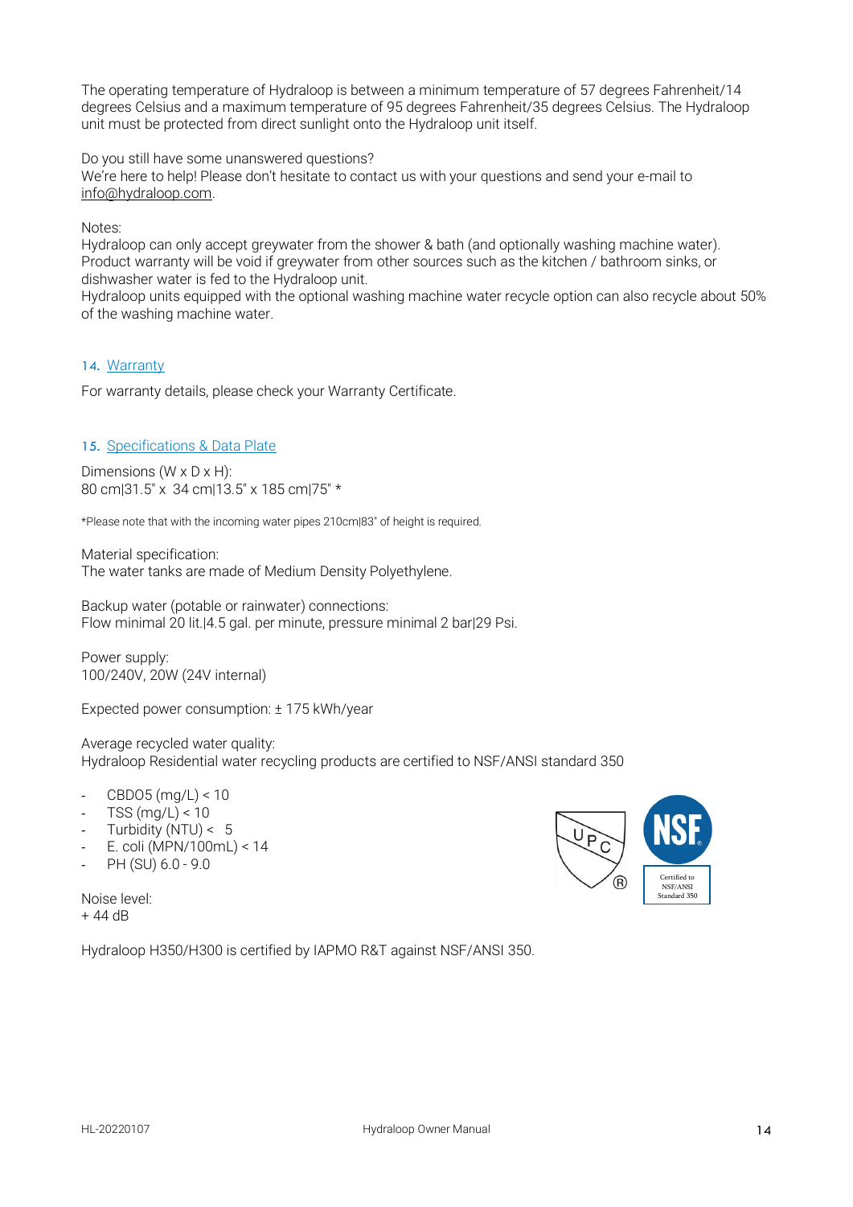The operating temperature of Hydraloop is between a minimum temperature of 57 degrees Fahrenheit/14 degrees Celsius and a maximum temperature of 95 degrees Fahrenheit/35 degrees Celsius. The Hydraloop unit must be protected from direct sunlight onto the Hydraloop unit itself.

Do you still have some unanswered questions?
We're here to help! Please don't hesitate to contact us with your questions and send your e-mail to info@hydraloop.com.

Notes:
Hydraloop can only accept greywater from the shower & bath (and optionally washing machine water). Product warranty will be void if greywater from other sources such as the kitchen / bathroom sinks, or dishwasher water is fed to the Hydraloop unit.
Hydraloop units equipped with the optional washing machine water recycle option can also recycle about 50% of the washing machine water.

## 14. Warranty

For warranty details, please check your Warranty Certificate.

## 15. Specifications & Data Plate

Dimensions (W x D x H):
80 cm|31.5" x 34 cm|13.5" x 185 cm|75" *

*Please note that with the incoming water pipes 210cm|83" of height is required.

Material specification:
The water tanks are made of Medium Density Polyethylene.

Backup water (potable or rainwater) connections:
Flow minimal 20 lit.|4.5 gal. per minute, pressure minimal 2 bar|29 Psi.

Power supply:
100/240V, 20W (24V internal)

Expected power consumption: ± 175 kWh/year

Average recycled water quality:
Hydraloop Residential water recycling products are certified to NSF/ANSI standard 350

- CBDO5 (mg/L) < 10
- TSS (mg/L) < 10
- Turbidity (NTU) < 5
- E. coli (MPN/100mL) < 14
- PH (SU) 6.0 - 9.0

Noise level:
+ 44 dB

Hydraloop H350/H300 is certified by IAPMO R&T against NSF/ANSI 350.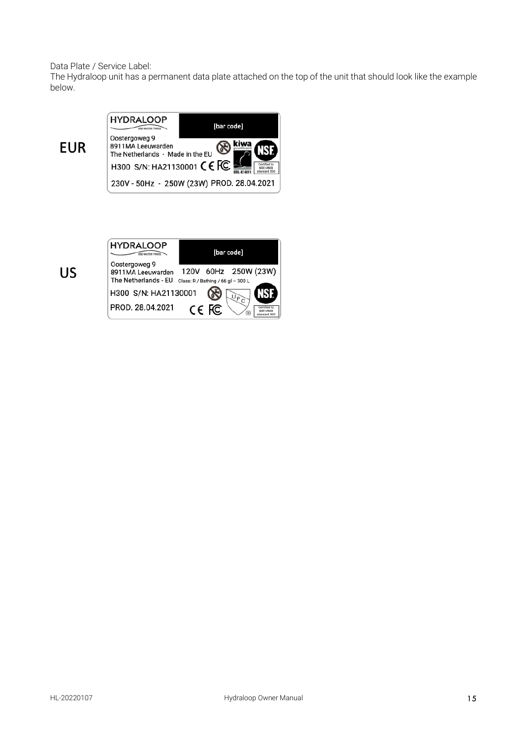Data Plate / Service Label:

The Hydraloop unit has a permanent data plate attached on the top of the unit that should look like the example below.

**EUR**

HYDRALOOP
USE WATER TWICE

[bar code]

Oostergoweg 9
8911MA Leeuwarden
The Netherlands - Made in the EU

H300 S/N: HA21130001 CE FC

kiwa
BRL-K14011

NSF
Certified to NSF/ANSI standard 350

230V - 50Hz - 250W (23W) PROD. 28.04.2021

**US**

HYDRALOOP
USE WATER TWICE

[bar code]

Oostergoweg 9
8911MA Leeuwarden
The Netherlands - EU

120V 60Hz 250W (23W)

Class: R / Bathing / 66 gl – 300 L

H300 S/N: HA21130001

PROD. 28.04.2021

CE FC

UPC

NSF
Certified to NSF/ANSI standard 350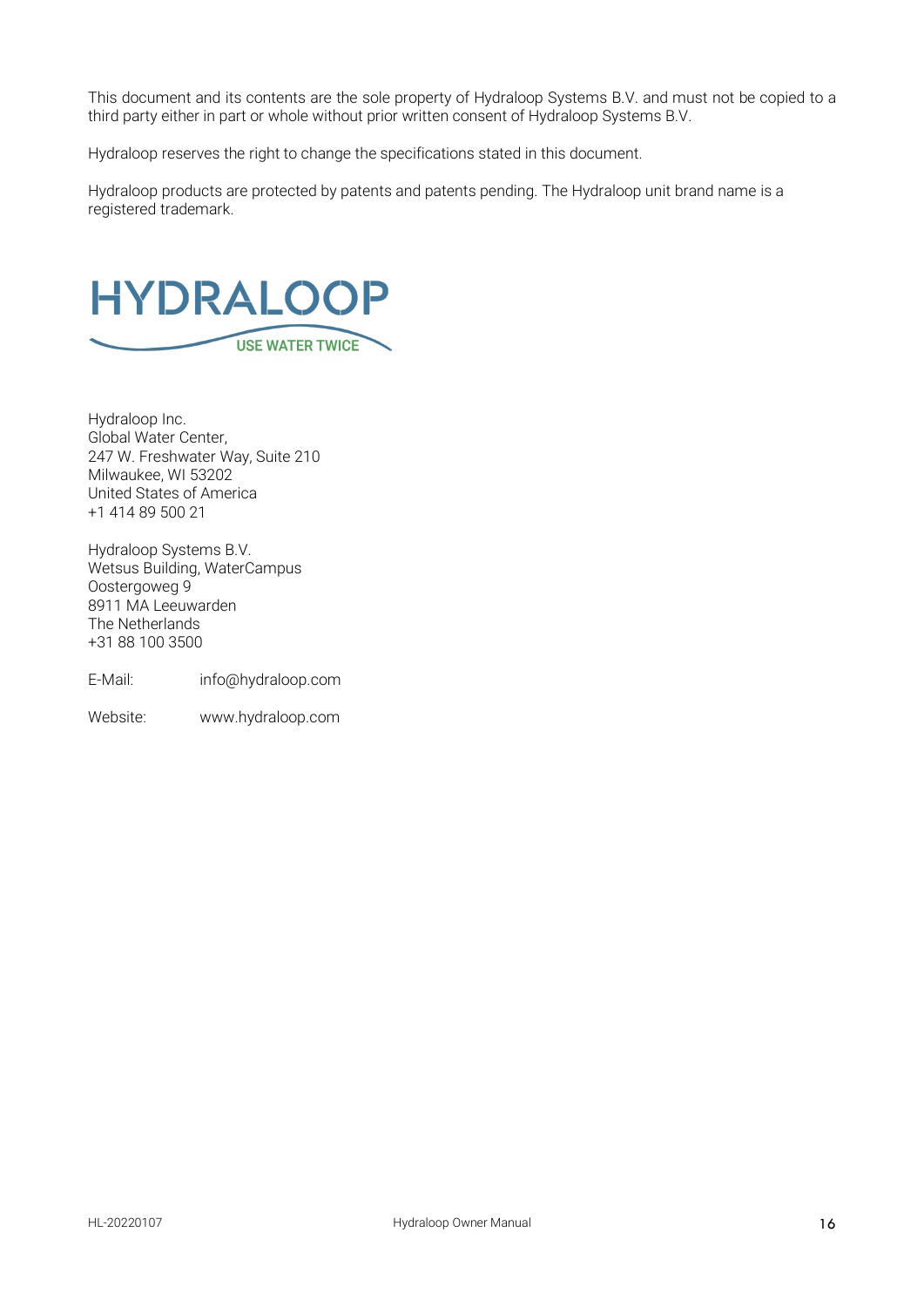This document and its contents are the sole property of Hydraloop Systems B.V. and must not be copied to a third party either in part or whole without prior written consent of Hydraloop Systems B.V.

Hydraloop reserves the right to change the specifications stated in this document.

Hydraloop products are protected by patents and patents pending. The Hydraloop unit brand name is a registered trademark.

HYDRALOOP

USE WATER TWICE

Hydraloop Inc.
Global Water Center,
247 W. Freshwater Way, Suite 210
Milwaukee, WI 53202
United States of America
+1 414 89 500 21

Hydraloop Systems B.V.
Wetsus Building, WaterCampus
Oostergoweg 9
8911 MA Leeuwarden
The Netherlands
+31 88 100 3500

E-Mail: info@hydraloop.com

Website: www.hydraloop.com